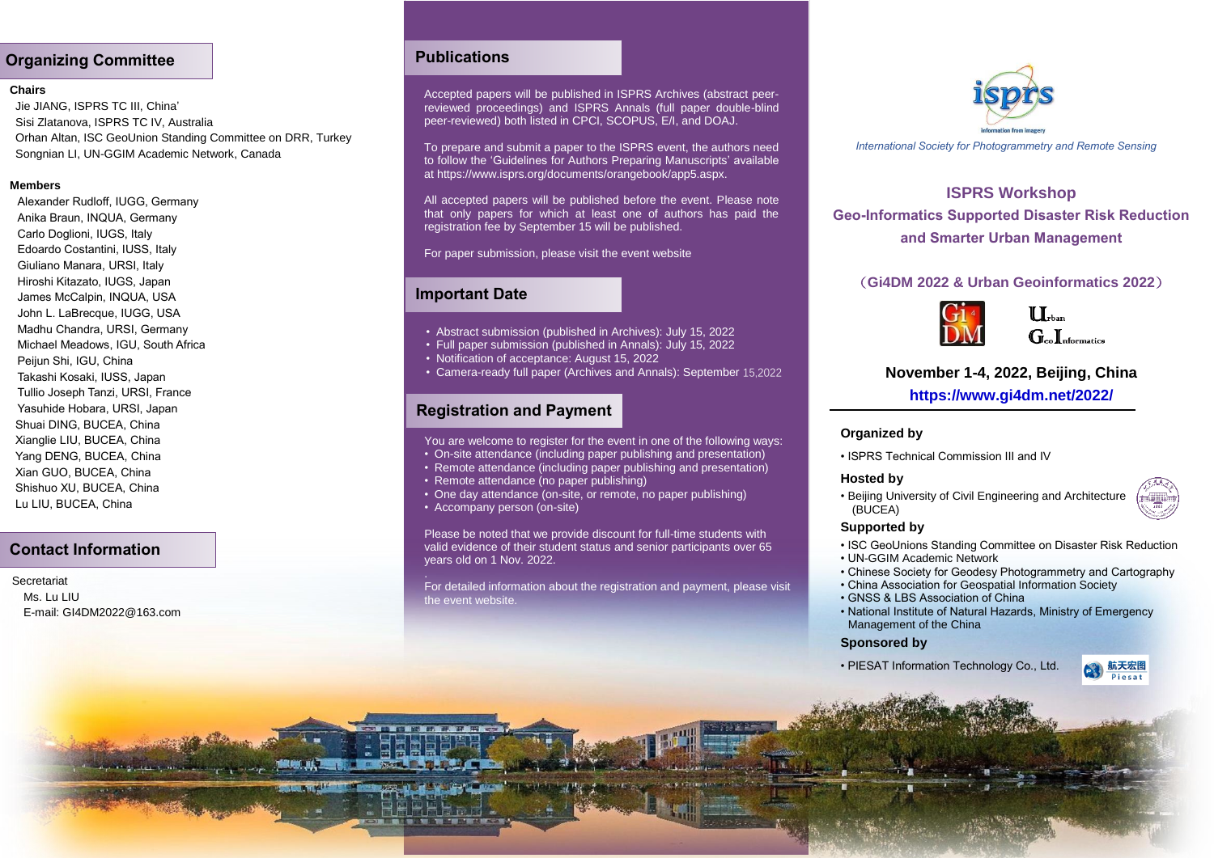## Organizing Committee

**Chairs**

Jie JIANG, ISPRS TC III, China'
Sisi Zlatanova, ISPRS TC IV, Australia
Orhan Altan, ISC GeoUnion Standing Committee on DRR, Turkey
Songnian LI, UN-GGIM Academic Network, Canada

**Members**

Alexander Rudloff, IUGG, Germany
Anika Braun, INQUA, Germany
Carlo Doglioni, IUGS, Italy
Edoardo Costantini, IUSS, Italy
Giuliano Manara, URSI, Italy
Hiroshi Kitazato, IUGS, Japan
James McCalpin, INQUA, USA
John L. LaBrecque, IUGG, USA
Madhu Chandra, URSI, Germany
Michael Meadows, IGU, South Africa
Peijun Shi, IGU, China
Takashi Kosaki, IUSS, Japan
Tullio Joseph Tanzi, URSI, France
Yasuhide Hobara, URSI, Japan
Shuai DING, BUCEA, China
Xianglie LIU, BUCEA, China
Yang DENG, BUCEA, China
Xian GUO, BUCEA, China
Shishuo XU, BUCEA, China
Lu LIU, BUCEA, China

## Contact Information

Secretariat
Ms. Lu LIU
E-mail: GI4DM2022@163.com

## Publications

Accepted papers will be published in ISPRS Archives (abstract peer-reviewed proceedings) and ISPRS Annals (full paper double-blind peer-reviewed) both listed in CPCI, SCOPUS, E/I, and DOAJ.

To prepare and submit a paper to the ISPRS event, the authors need to follow the 'Guidelines for Authors Preparing Manuscripts' available at https://www.isprs.org/documents/orangebook/app5.aspx.

All accepted papers will be published before the event. Please note that only papers for which at least one of authors has paid the registration fee by September 15 will be published.

For paper submission, please visit the event website

## Important Date

- Abstract submission (published in Archives): July 15, 2022
- Full paper submission (published in Annals): July 15, 2022
- Notification of acceptance: August 15, 2022
- Camera-ready full paper (Archives and Annals): September 15,2022

## Registration and Payment

You are welcome to register for the event in one of the following ways:

- On-site attendance (including paper publishing and presentation)
- Remote attendance (including paper publishing and presentation)
- Remote attendance (no paper publishing)
- One day attendance (on-site, or remote, no paper publishing)
- Accompany person (on-site)

Please be noted that we provide discount for full-time students with valid evidence of their student status and senior participants over 65 years old on 1 Nov. 2022.

For detailed information about the registration and payment, please visit the event website.

isprs
information from imagery

*International Society for Photogrammetry and Remote Sensing*

# ISPRS Workshop
# Geo-Informatics Supported Disaster Risk Reduction and Smarter Urban Management

（Gi4DM 2022 & Urban Geoinformatics 2022）

**November 1-4, 2022, Beijing, China**

**https://www.gi4dm.net/2022/**

### Organized by

- ISPRS Technical Commission III and IV

### Hosted by

- Beijing University of Civil Engineering and Architecture (BUCEA)

### Supported by

- ISC GeoUnions Standing Committee on Disaster Risk Reduction
- UN-GGIM Academic Network
- Chinese Society for Geodesy Photogrammetry and Cartography
- China Association for Geospatial Information Society
- GNSS & LBS Association of China
- National Institute of Natural Hazards, Ministry of Emergency Management of the China

### Sponsored by

- PIESAT Information Technology Co., Ltd.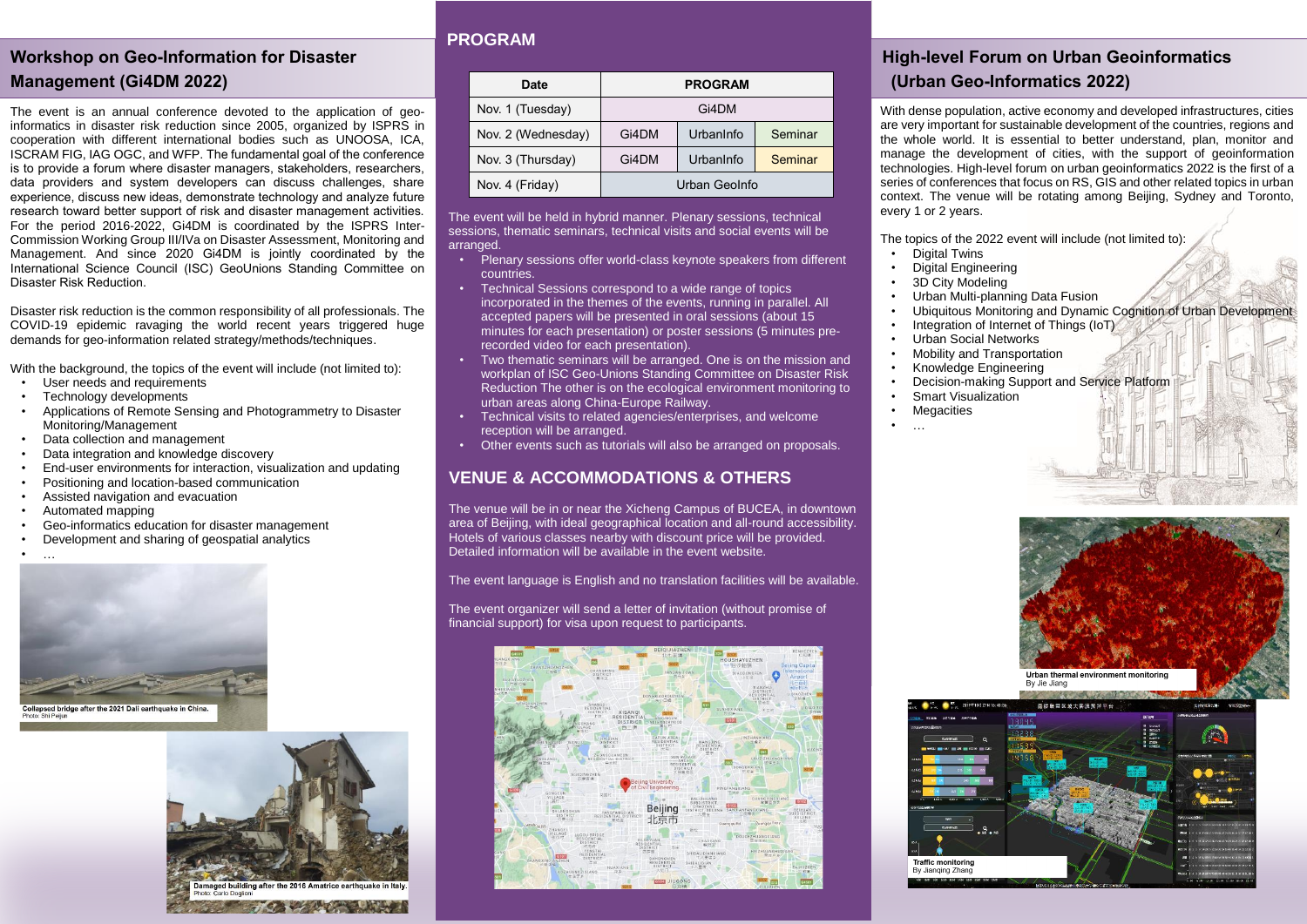## Workshop on Geo-Information for Disaster Management (Gi4DM 2022)

The event is an annual conference devoted to the application of geo-informatics in disaster risk reduction since 2005, organized by ISPRS in cooperation with different international bodies such as UNOOSA, ICA, ISCRAM FIG, IAG OGC, and WFP. The fundamental goal of the conference is to provide a forum where disaster managers, stakeholders, researchers, data providers and system developers can discuss challenges, share experience, discuss new ideas, demonstrate technology and analyze future research toward better support of risk and disaster management activities. For the period 2016-2022, Gi4DM is coordinated by the ISPRS Inter-Commission Working Group III/IVa on Disaster Assessment, Monitoring and Management. And since 2020 Gi4DM is jointly coordinated by the International Science Council (ISC) GeoUnions Standing Committee on Disaster Risk Reduction.

Disaster risk reduction is the common responsibility of all professionals. The COVID-19 epidemic ravaging the world recent years triggered huge demands for geo-information related strategy/methods/techniques.

With the background, the topics of the event will include (not limited to):

- User needs and requirements
- Technology developments
- Applications of Remote Sensing and Photogrammetry to Disaster Monitoring/Management
- Data collection and management
- Data integration and knowledge discovery
- End-user environments for interaction, visualization and updating
- Positioning and location-based communication
- Assisted navigation and evacuation
- Automated mapping
- Geo-informatics education for disaster management
- Development and sharing of geospatial analytics
- …

Collapsed bridge after the 2021 Dali earthquake in China.
Photo: Shi Peijun

Damaged building after the 2016 Amatrice earthquake in Italy.
Photo: Carlo Doglioni

## PROGRAM

| Date | PROGRAM | | |
|---|---|---|---|
| Nov. 1 (Tuesday) | Gi4DM | | |
| Nov. 2 (Wednesday) | Gi4DM | UrbanInfo | Seminar |
| Nov. 3 (Thursday) | Gi4DM | UrbanInfo | Seminar |
| Nov. 4 (Friday) | Urban GeoInfo | | |

The event will be held in hybrid manner. Plenary sessions, technical sessions, thematic seminars, technical visits and social events will be arranged.

- Plenary sessions offer world-class keynote speakers from different countries.
- Technical Sessions correspond to a wide range of topics incorporated in the themes of the events, running in parallel. All accepted papers will be presented in oral sessions (about 15 minutes for each presentation) or poster sessions (5 minutes pre-recorded video for each presentation).
- Two thematic seminars will be arranged. One is on the mission and workplan of ISC Geo-Unions Standing Committee on Disaster Risk Reduction The other is on the ecological environment monitoring to urban areas along China-Europe Railway.
- Technical visits to related agencies/enterprises, and welcome reception will be arranged.
- Other events such as tutorials will also be arranged on proposals.

## VENUE & ACCOMMODATIONS & OTHERS

The venue will be in or near the Xicheng Campus of BUCEA, in downtown area of Beijing, with ideal geographical location and all-round accessibility. Hotels of various classes nearby with discount price will be provided. Detailed information will be available in the event website.

The event language is English and no translation facilities will be available.

The event organizer will send a letter of invitation (without promise of financial support) for visa upon request to participants.

## High-level Forum on Urban Geoinformatics (Urban Geo-Informatics 2022)

With dense population, active economy and developed infrastructures, cities are very important for sustainable development of the countries, regions and the whole world. It is essential to better understand, plan, monitor and manage the development of cities, with the support of geoinformation technologies. High-level forum on urban geoinformatics 2022 is the first of a series of conferences that focus on RS, GIS and other related topics in urban context. The venue will be rotating among Beijing, Sydney and Toronto, every 1 or 2 years.

The topics of the 2022 event will include (not limited to):

- Digital Twins
- Digital Engineering
- 3D City Modeling
- Urban Multi-planning Data Fusion
- Ubiquitous Monitoring and Dynamic Cognition of Urban Development
- Integration of Internet of Things (IoT)
- Urban Social Networks
- Mobility and Transportation
- Knowledge Engineering
- Decision-making Support and Service Platform
- Smart Visualization
- Megacities
- …

Urban thermal environment monitoring
By Jie Jiang

Traffic monitoring
By Jianqing Zhang